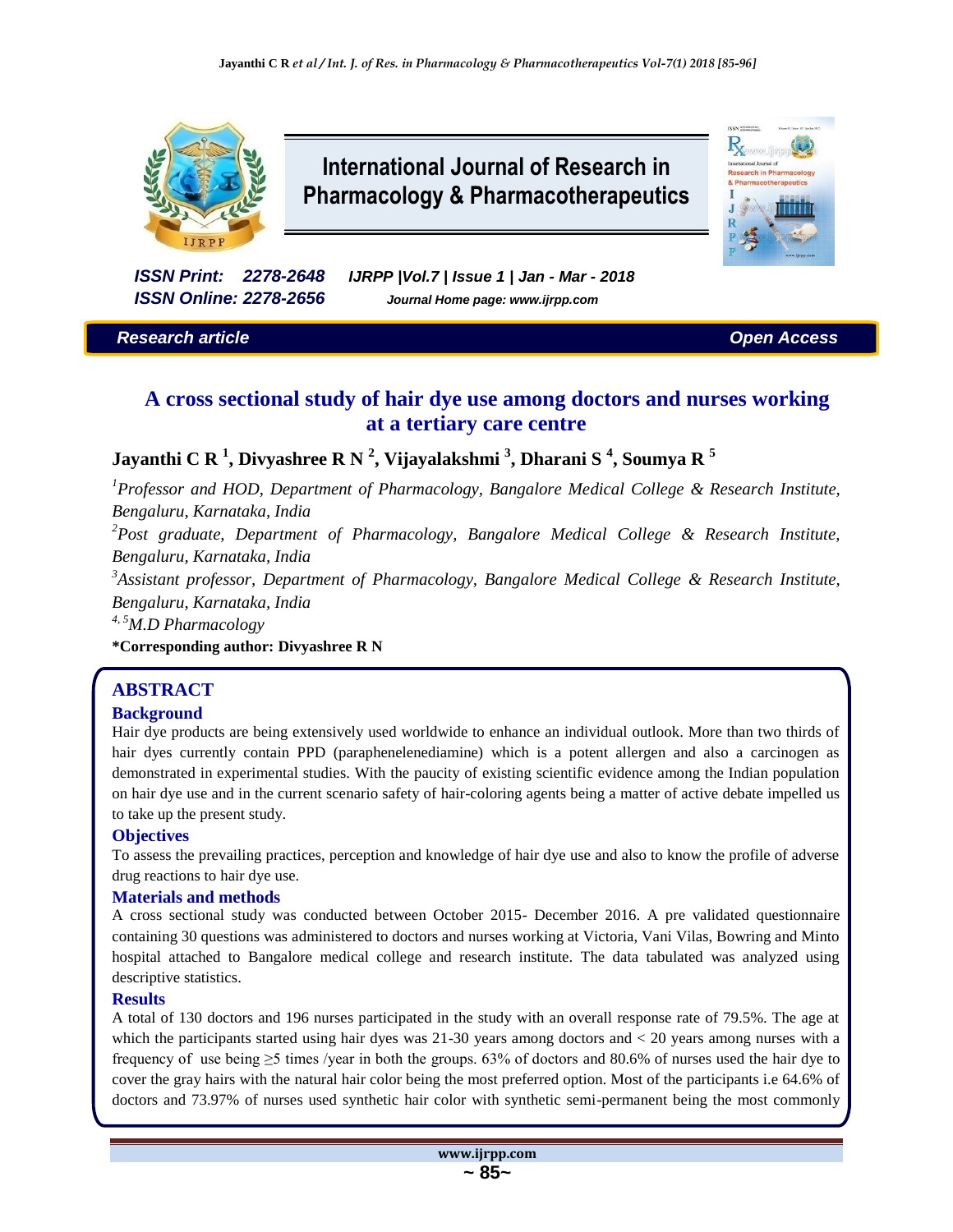# International Journal of Research in Pharmacology & Pharmacotherapeutics

*ISSN Print: 2278-2648* *IJRPP |Vol.7 | Issue 1 | Jan - Mar - 2018*
*ISSN Online: 2278-2656* *Journal Home page: www.ijrpp.com*

*Research article* *Open Access*

## A cross sectional study of hair dye use among doctors and nurses working at a tertiary care centre

**Jayanthi C R [1], Divyashree R N [2], Vijayalakshmi [3], Dharani S [4], Soumya R [5]**

[1]*Professor and HOD, Department of Pharmacology, Bangalore Medical College & Research Institute, Bengaluru, Karnataka, India*

[2]*Post graduate, Department of Pharmacology, Bangalore Medical College & Research Institute, Bengaluru, Karnataka, India*

[3]*Assistant professor, Department of Pharmacology, Bangalore Medical College & Research Institute, Bengaluru, Karnataka, India*

[4, 5]*M.D Pharmacology*

**\*Corresponding author: Divyashree R N**

## ABSTRACT

### Background

Hair dye products are being extensively used worldwide to enhance an individual outlook. More than two thirds of hair dyes currently contain PPD (paraphenelenediamine) which is a potent allergen and also a carcinogen as demonstrated in experimental studies. With the paucity of existing scientific evidence among the Indian population on hair dye use and in the current scenario safety of hair-coloring agents being a matter of active debate impelled us to take up the present study.

### Objectives

To assess the prevailing practices, perception and knowledge of hair dye use and also to know the profile of adverse drug reactions to hair dye use.

### Materials and methods

A cross sectional study was conducted between October 2015- December 2016. A pre validated questionnaire containing 30 questions was administered to doctors and nurses working at Victoria, Vani Vilas, Bowring and Minto hospital attached to Bangalore medical college and research institute. The data tabulated was analyzed using descriptive statistics.

### Results

A total of 130 doctors and 196 nurses participated in the study with an overall response rate of 79.5%. The age at which the participants started using hair dyes was 21-30 years among doctors and < 20 years among nurses with a frequency of use being ≥5 times /year in both the groups. 63% of doctors and 80.6% of nurses used the hair dye to cover the gray hairs with the natural hair color being the most preferred option. Most of the participants i.e 64.6% of doctors and 73.97% of nurses used synthetic hair color with synthetic semi-permanent being the most commonly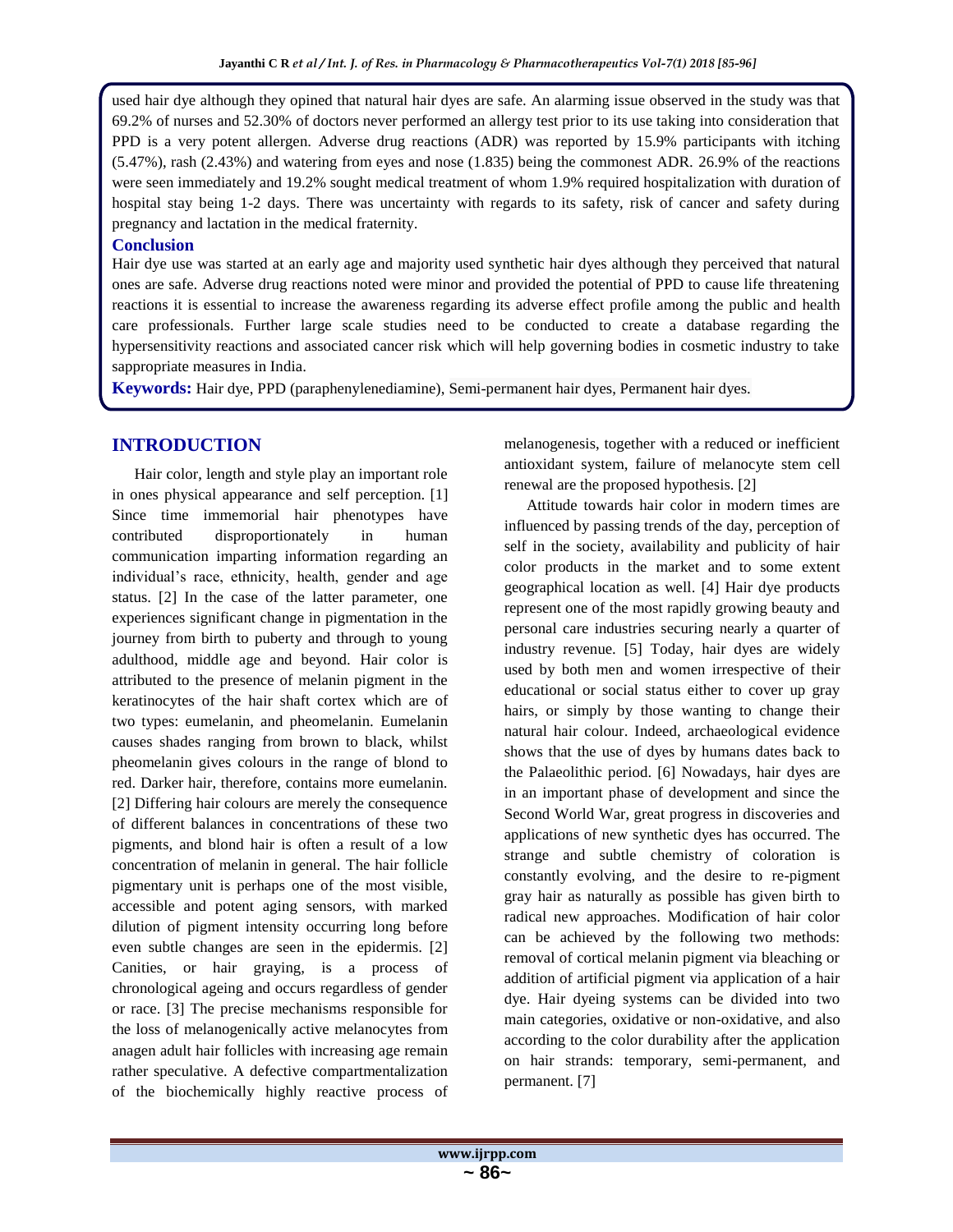used hair dye although they opined that natural hair dyes are safe. An alarming issue observed in the study was that 69.2% of nurses and 52.30% of doctors never performed an allergy test prior to its use taking into consideration that PPD is a very potent allergen. Adverse drug reactions (ADR) was reported by 15.9% participants with itching (5.47%), rash (2.43%) and watering from eyes and nose (1.835) being the commonest ADR. 26.9% of the reactions were seen immediately and 19.2% sought medical treatment of whom 1.9% required hospitalization with duration of hospital stay being 1-2 days. There was uncertainty with regards to its safety, risk of cancer and safety during pregnancy and lactation in the medical fraternity.

### Conclusion

Hair dye use was started at an early age and majority used synthetic hair dyes although they perceived that natural ones are safe. Adverse drug reactions noted were minor and provided the potential of PPD to cause life threatening reactions it is essential to increase the awareness regarding its adverse effect profile among the public and health care professionals. Further large scale studies need to be conducted to create a database regarding the hypersensitivity reactions and associated cancer risk which will help governing bodies in cosmetic industry to take sappropriate measures in India.

**Keywords:** Hair dye, PPD (paraphenylenediamine), Semi-permanent hair dyes, Permanent hair dyes.

## INTRODUCTION

Hair color, length and style play an important role in ones physical appearance and self perception. [1] Since time immemorial hair phenotypes have contributed disproportionately in human communication imparting information regarding an individual's race, ethnicity, health, gender and age status. [2] In the case of the latter parameter, one experiences significant change in pigmentation in the journey from birth to puberty and through to young adulthood, middle age and beyond. Hair color is attributed to the presence of melanin pigment in the keratinocytes of the hair shaft cortex which are of two types: eumelanin, and pheomelanin. Eumelanin causes shades ranging from brown to black, whilst pheomelanin gives colours in the range of blond to red. Darker hair, therefore, contains more eumelanin. [2] Differing hair colours are merely the consequence of different balances in concentrations of these two pigments, and blond hair is often a result of a low concentration of melanin in general. The hair follicle pigmentary unit is perhaps one of the most visible, accessible and potent aging sensors, with marked dilution of pigment intensity occurring long before even subtle changes are seen in the epidermis. [2] Canities, or hair graying, is a process of chronological ageing and occurs regardless of gender or race. [3] The precise mechanisms responsible for the loss of melanogenically active melanocytes from anagen adult hair follicles with increasing age remain rather speculative. A defective compartmentalization of the biochemically highly reactive process of melanogenesis, together with a reduced or inefficient antioxidant system, failure of melanocyte stem cell renewal are the proposed hypothesis. [2]

Attitude towards hair color in modern times are influenced by passing trends of the day, perception of self in the society, availability and publicity of hair color products in the market and to some extent geographical location as well. [4] Hair dye products represent one of the most rapidly growing beauty and personal care industries securing nearly a quarter of industry revenue. [5] Today, hair dyes are widely used by both men and women irrespective of their educational or social status either to cover up gray hairs, or simply by those wanting to change their natural hair colour. Indeed, archaeological evidence shows that the use of dyes by humans dates back to the Palaeolithic period. [6] Nowadays, hair dyes are in an important phase of development and since the Second World War, great progress in discoveries and applications of new synthetic dyes has occurred. The strange and subtle chemistry of coloration is constantly evolving, and the desire to re-pigment gray hair as naturally as possible has given birth to radical new approaches. Modification of hair color can be achieved by the following two methods: removal of cortical melanin pigment via bleaching or addition of artificial pigment via application of a hair dye. Hair dyeing systems can be divided into two main categories, oxidative or non-oxidative, and also according to the color durability after the application on hair strands: temporary, semi-permanent, and permanent. [7]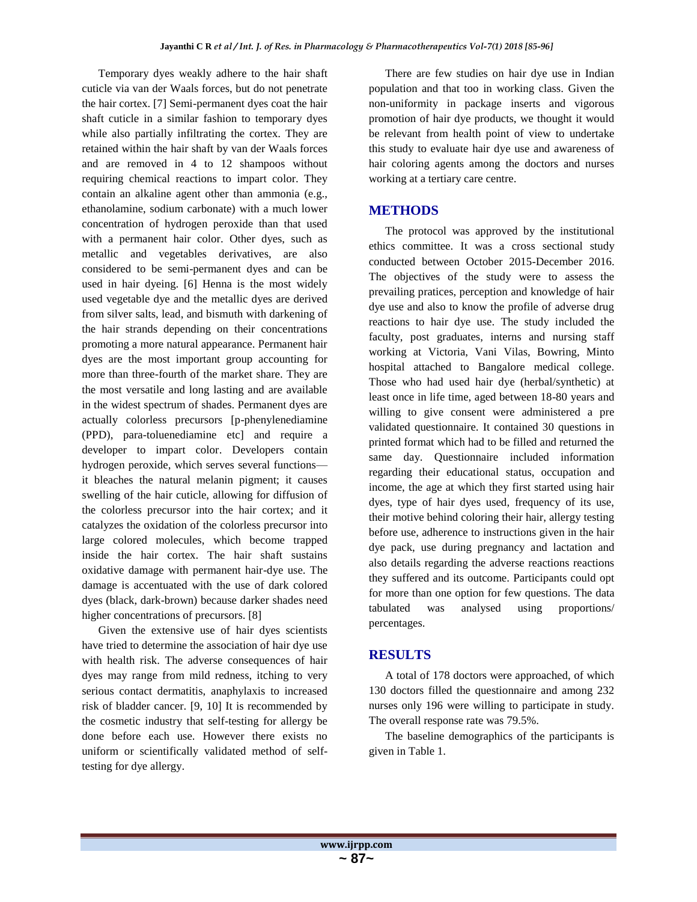Temporary dyes weakly adhere to the hair shaft cuticle via van der Waals forces, but do not penetrate the hair cortex. [7] Semi-permanent dyes coat the hair shaft cuticle in a similar fashion to temporary dyes while also partially infiltrating the cortex. They are retained within the hair shaft by van der Waals forces and are removed in 4 to 12 shampoos without requiring chemical reactions to impart color. They contain an alkaline agent other than ammonia (e.g., ethanolamine, sodium carbonate) with a much lower concentration of hydrogen peroxide than that used with a permanent hair color. Other dyes, such as metallic and vegetables derivatives, are also considered to be semi-permanent dyes and can be used in hair dyeing. [6] Henna is the most widely used vegetable dye and the metallic dyes are derived from silver salts, lead, and bismuth with darkening of the hair strands depending on their concentrations promoting a more natural appearance. Permanent hair dyes are the most important group accounting for more than three-fourth of the market share. They are the most versatile and long lasting and are available in the widest spectrum of shades. Permanent dyes are actually colorless precursors [p-phenylenediamine (PPD), para-toluenediamine etc] and require a developer to impart color. Developers contain hydrogen peroxide, which serves several functions—it bleaches the natural melanin pigment; it causes swelling of the hair cuticle, allowing for diffusion of the colorless precursor into the hair cortex; and it catalyzes the oxidation of the colorless precursor into large colored molecules, which become trapped inside the hair cortex. The hair shaft sustains oxidative damage with permanent hair-dye use. The damage is accentuated with the use of dark colored dyes (black, dark-brown) because darker shades need higher concentrations of precursors. [8]

Given the extensive use of hair dyes scientists have tried to determine the association of hair dye use with health risk. The adverse consequences of hair dyes may range from mild redness, itching to very serious contact dermatitis, anaphylaxis to increased risk of bladder cancer. [9, 10] It is recommended by the cosmetic industry that self-testing for allergy be done before each use. However there exists no uniform or scientifically validated method of self-testing for dye allergy.

There are few studies on hair dye use in Indian population and that too in working class. Given the non-uniformity in package inserts and vigorous promotion of hair dye products, we thought it would be relevant from health point of view to undertake this study to evaluate hair dye use and awareness of hair coloring agents among the doctors and nurses working at a tertiary care centre.

## METHODS

The protocol was approved by the institutional ethics committee. It was a cross sectional study conducted between October 2015-December 2016. The objectives of the study were to assess the prevailing pratices, perception and knowledge of hair dye use and also to know the profile of adverse drug reactions to hair dye use. The study included the faculty, post graduates, interns and nursing staff working at Victoria, Vani Vilas, Bowring, Minto hospital attached to Bangalore medical college. Those who had used hair dye (herbal/synthetic) at least once in life time, aged between 18-80 years and willing to give consent were administered a pre validated questionnaire. It contained 30 questions in printed format which had to be filled and returned the same day. Questionnaire included information regarding their educational status, occupation and income, the age at which they first started using hair dyes, type of hair dyes used, frequency of its use, their motive behind coloring their hair, allergy testing before use, adherence to instructions given in the hair dye pack, use during pregnancy and lactation and also details regarding the adverse reactions reactions they suffered and its outcome. Participants could opt for more than one option for few questions. The data tabulated was analysed using proportions/ percentages.

## RESULTS

A total of 178 doctors were approached, of which 130 doctors filled the questionnaire and among 232 nurses only 196 were willing to participate in study. The overall response rate was 79.5%.

The baseline demographics of the participants is given in Table 1.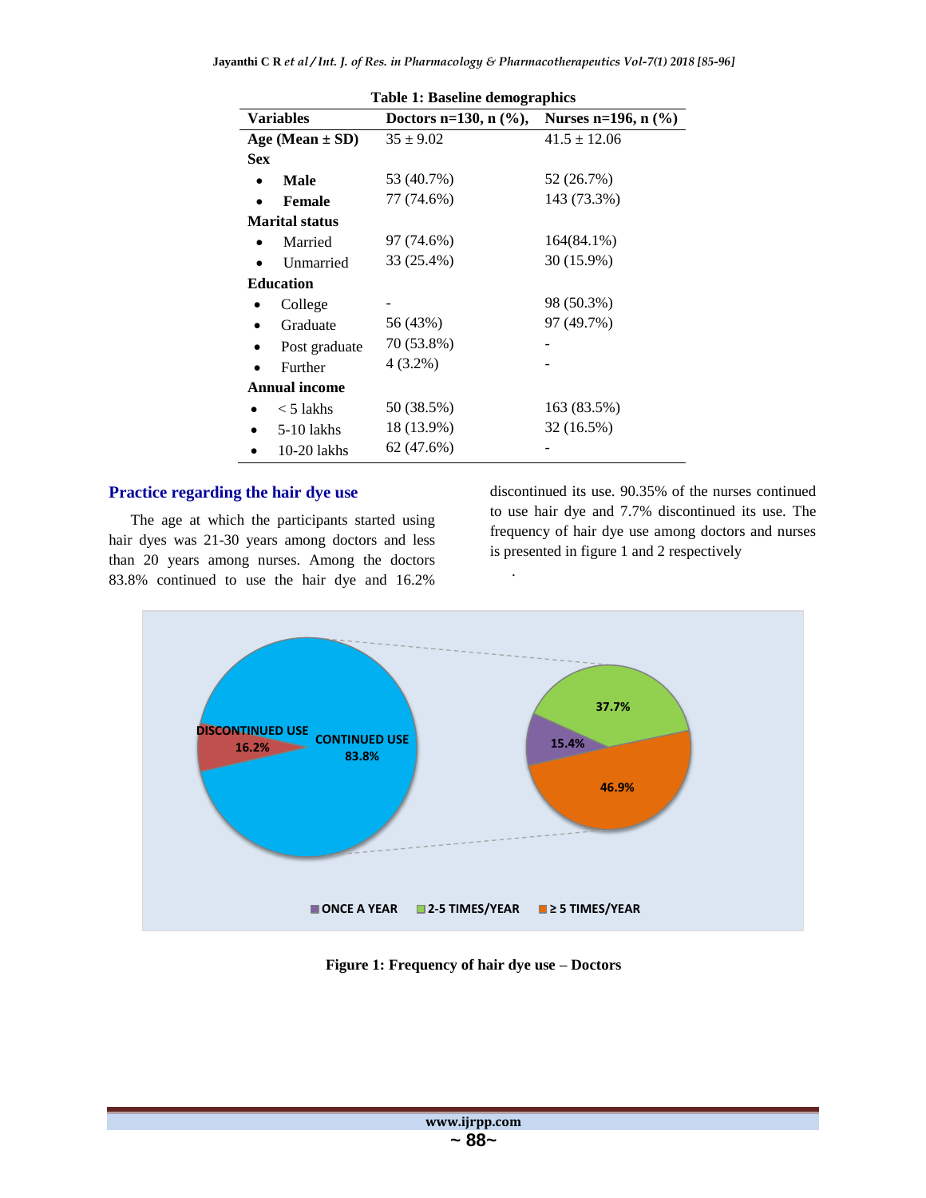**Table 1: Baseline demographics**

| Variables | Doctors n=130, n (%), | Nurses n=196, n (%) |
|---|---|---|
| **Age (Mean ± SD)** | 35 ± 9.02 | 41.5 ± 12.06 |
| **Sex** | | |
| • **Male** | 53 (40.7%) | 52 (26.7%) |
| • **Female** | 77 (74.6%) | 143 (73.3%) |
| **Marital status** | | |
| • Married | 97 (74.6%) | 164(84.1%) |
| • Unmarried | 33 (25.4%) | 30 (15.9%) |
| **Education** | | |
| • College | - | 98 (50.3%) |
| • Graduate | 56 (43%) | 97 (49.7%) |
| • Post graduate | 70 (53.8%) | - |
| • Further | 4 (3.2%) | - |
| **Annual income** | | |
| • < 5 lakhs | 50 (38.5%) | 163 (83.5%) |
| • 5-10 lakhs | 18 (13.9%) | 32 (16.5%) |
| • 10-20 lakhs | 62 (47.6%) | - |

## Practice regarding the hair dye use

The age at which the participants started using hair dyes was 21-30 years among doctors and less than 20 years among nurses. Among the doctors 83.8% continued to use the hair dye and 16.2% discontinued its use. 90.35% of the nurses continued to use hair dye and 7.7% discontinued its use. The frequency of hair dye use among doctors and nurses is presented in figure 1 and 2 respectively

.

**Figure 1: Frequency of hair dye use – Doctors**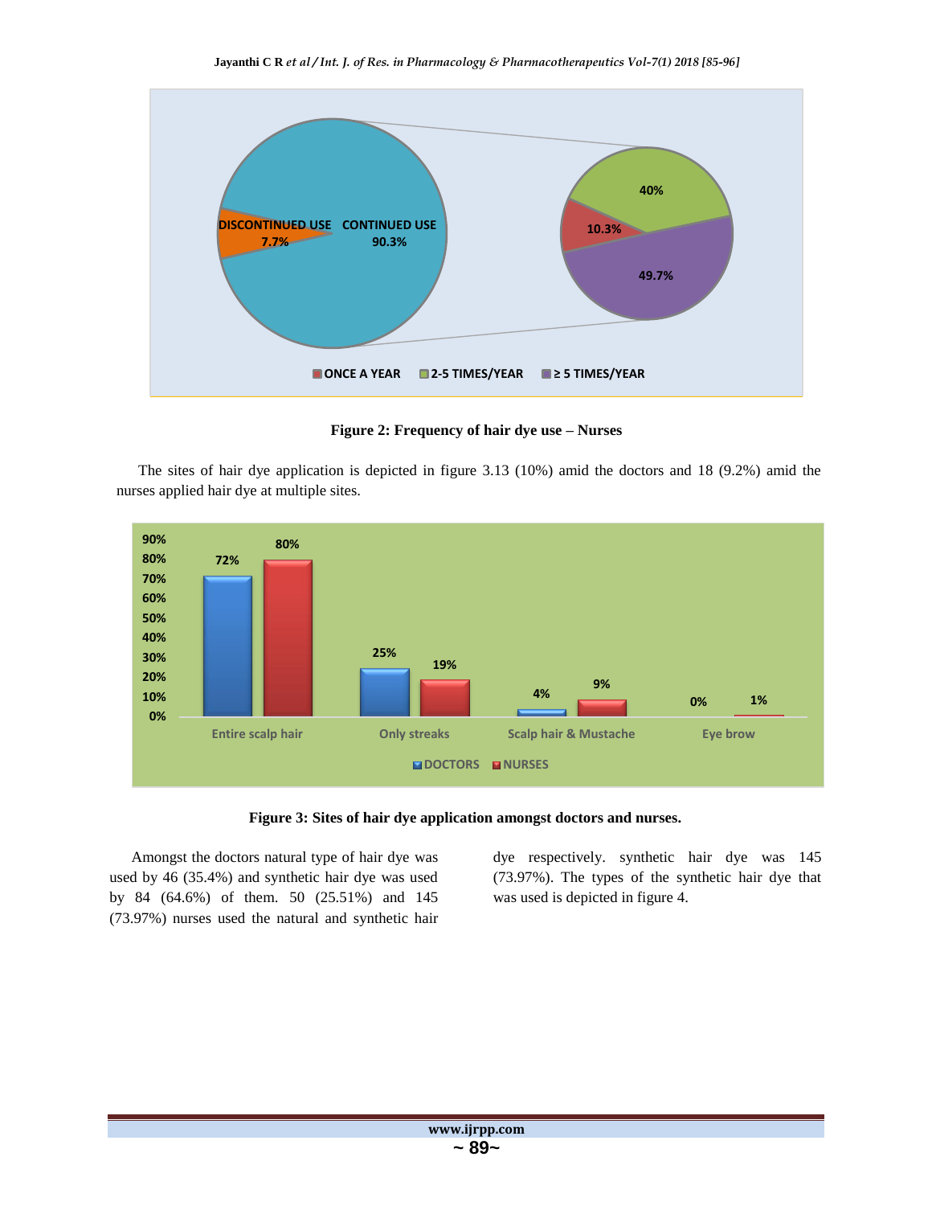**Figure 2: Frequency of hair dye use – Nurses**

The sites of hair dye application is depicted in figure 3.13 (10%) amid the doctors and 18 (9.2%) amid the nurses applied hair dye at multiple sites.

**Figure 3: Sites of hair dye application amongst doctors and nurses.**

Amongst the doctors natural type of hair dye was used by 46 (35.4%) and synthetic hair dye was used by 84 (64.6%) of them. 50 (25.51%) and 145 (73.97%) nurses used the natural and synthetic hair dye respectively. synthetic hair dye was 145 (73.97%). The types of the synthetic hair dye that was used is depicted in figure 4.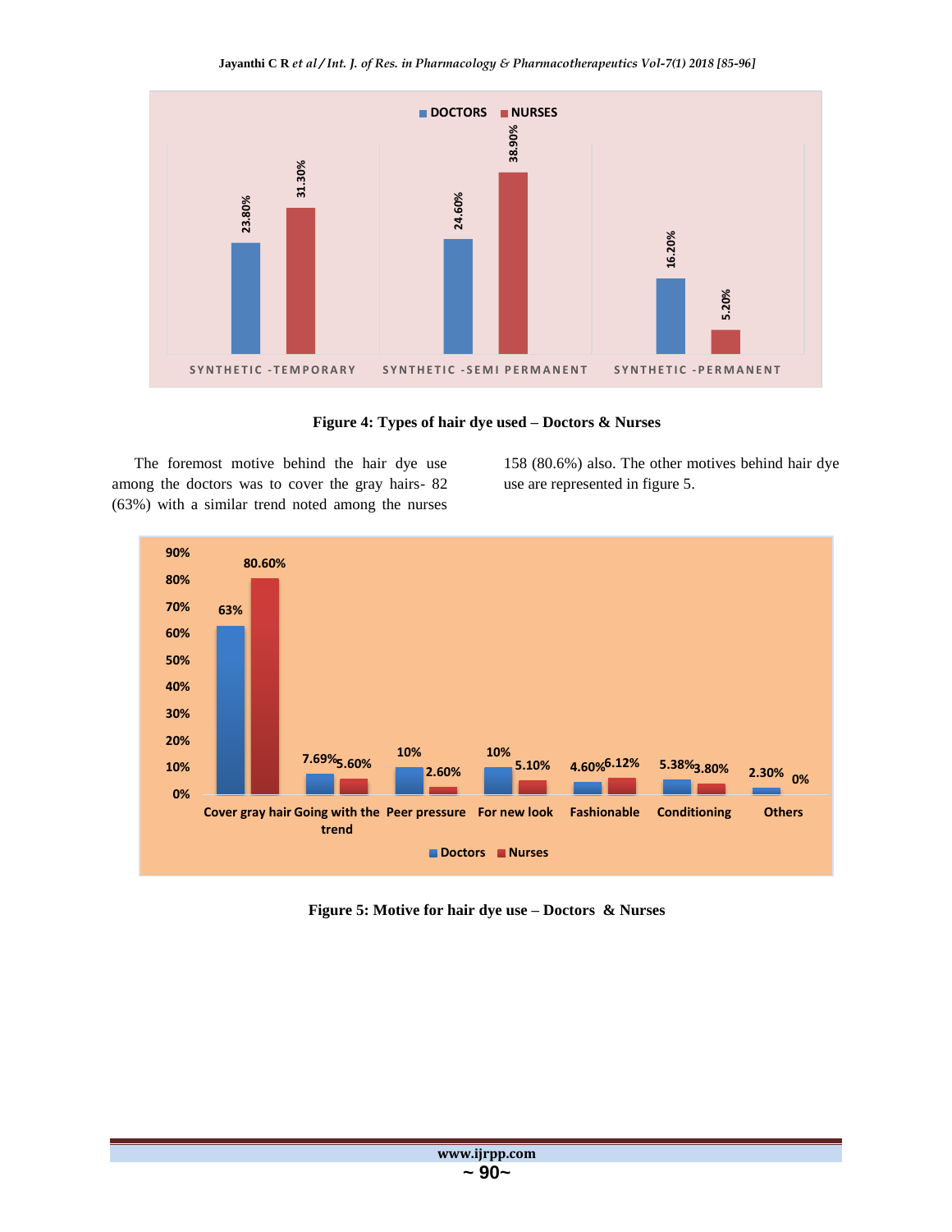**Figure 4: Types of hair dye used – Doctors & Nurses**

The foremost motive behind the hair dye use among the doctors was to cover the gray hairs- 82 (63%) with a similar trend noted among the nurses 158 (80.6%) also. The other motives behind hair dye use are represented in figure 5.

**Figure 5: Motive for hair dye use – Doctors & Nurses**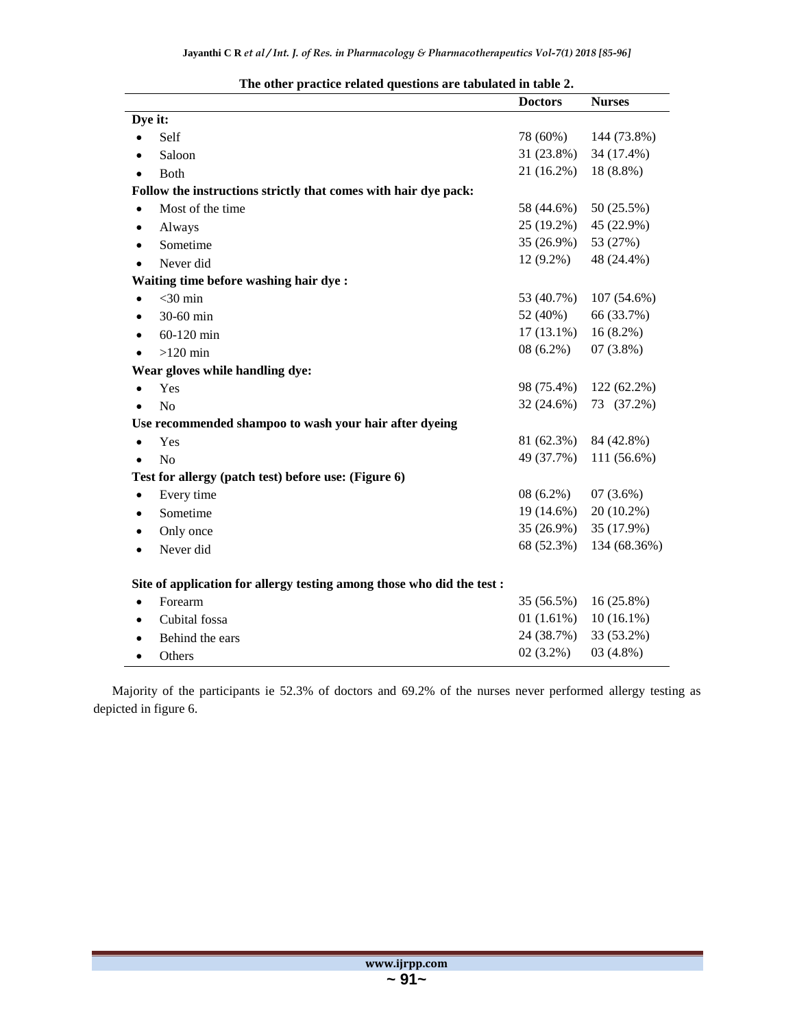The other practice related questions are tabulated in table 2.

| | Doctors | Nurses |
|---|---|---|
| **Dye it:** | | |
| • Self | 78 (60%) | 144 (73.8%) |
| • Saloon | 31 (23.8%) | 34 (17.4%) |
| • Both | 21 (16.2%) | 18 (8.8%) |
| **Follow the instructions strictly that comes with hair dye pack:** | | |
| • Most of the time | 58 (44.6%) | 50 (25.5%) |
| • Always | 25 (19.2%) | 45 (22.9%) |
| • Sometime | 35 (26.9%) | 53 (27%) |
| • Never did | 12 (9.2%) | 48 (24.4%) |
| **Waiting time before washing hair dye :** | | |
| • <30 min | 53 (40.7%) | 107 (54.6%) |
| • 30-60 min | 52 (40%) | 66 (33.7%) |
| • 60-120 min | 17 (13.1%) | 16 (8.2%) |
| • >120 min | 08 (6.2%) | 07 (3.8%) |
| **Wear gloves while handling dye:** | | |
| • Yes | 98 (75.4%) | 122 (62.2%) |
| • No | 32 (24.6%) | 73 (37.2%) |
| **Use recommended shampoo to wash your hair after dyeing** | | |
| • Yes | 81 (62.3%) | 84 (42.8%) |
| • No | 49 (37.7%) | 111 (56.6%) |
| **Test for allergy (patch test) before use: (Figure 6)** | | |
| • Every time | 08 (6.2%) | 07 (3.6%) |
| • Sometime | 19 (14.6%) | 20 (10.2%) |
| • Only once | 35 (26.9%) | 35 (17.9%) |
| • Never did | 68 (52.3%) | 134 (68.36%) |
| **Site of application for allergy testing among those who did the test :** | | |
| • Forearm | 35 (56.5%) | 16 (25.8%) |
| • Cubital fossa | 01 (1.61%) | 10 (16.1%) |
| • Behind the ears | 24 (38.7%) | 33 (53.2%) |
| • Others | 02 (3.2%) | 03 (4.8%) |

Majority of the participants ie 52.3% of doctors and 69.2% of the nurses never performed allergy testing as depicted in figure 6.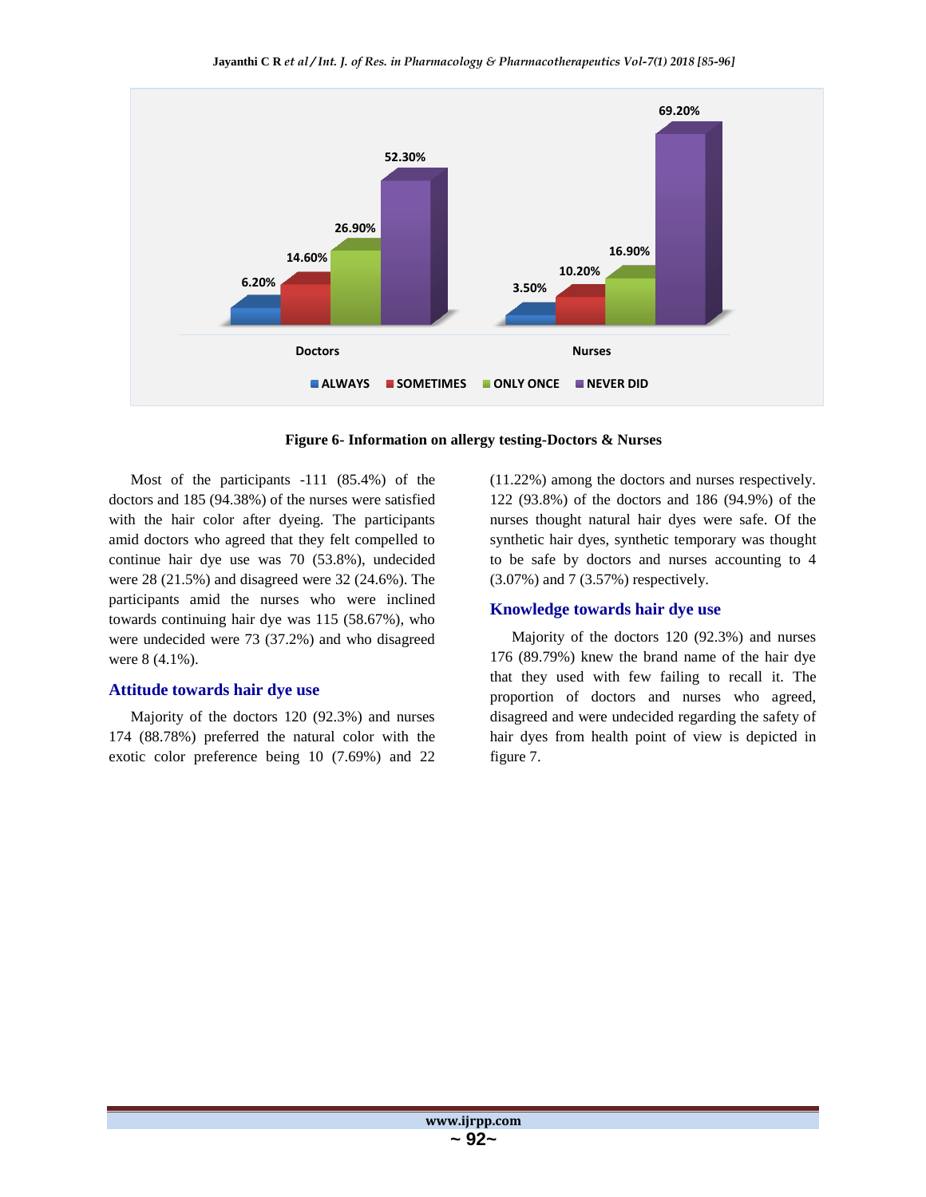Figure 6- Information on allergy testing-Doctors & Nurses

Most of the participants -111 (85.4%) of the doctors and 185 (94.38%) of the nurses were satisfied with the hair color after dyeing. The participants amid doctors who agreed that they felt compelled to continue hair dye use was 70 (53.8%), undecided were 28 (21.5%) and disagreed were 32 (24.6%). The participants amid the nurses who were inclined towards continuing hair dye was 115 (58.67%), who were undecided were 73 (37.2%) and who disagreed were 8 (4.1%).

## Attitude towards hair dye use

Majority of the doctors 120 (92.3%) and nurses 174 (88.78%) preferred the natural color with the exotic color preference being 10 (7.69%) and 22 (11.22%) among the doctors and nurses respectively. 122 (93.8%) of the doctors and 186 (94.9%) of the nurses thought natural hair dyes were safe. Of the synthetic hair dyes, synthetic temporary was thought to be safe by doctors and nurses accounting to 4 (3.07%) and 7 (3.57%) respectively.

## Knowledge towards hair dye use

Majority of the doctors 120 (92.3%) and nurses 176 (89.79%) knew the brand name of the hair dye that they used with few failing to recall it. The proportion of doctors and nurses who agreed, disagreed and were undecided regarding the safety of hair dyes from health point of view is depicted in figure 7.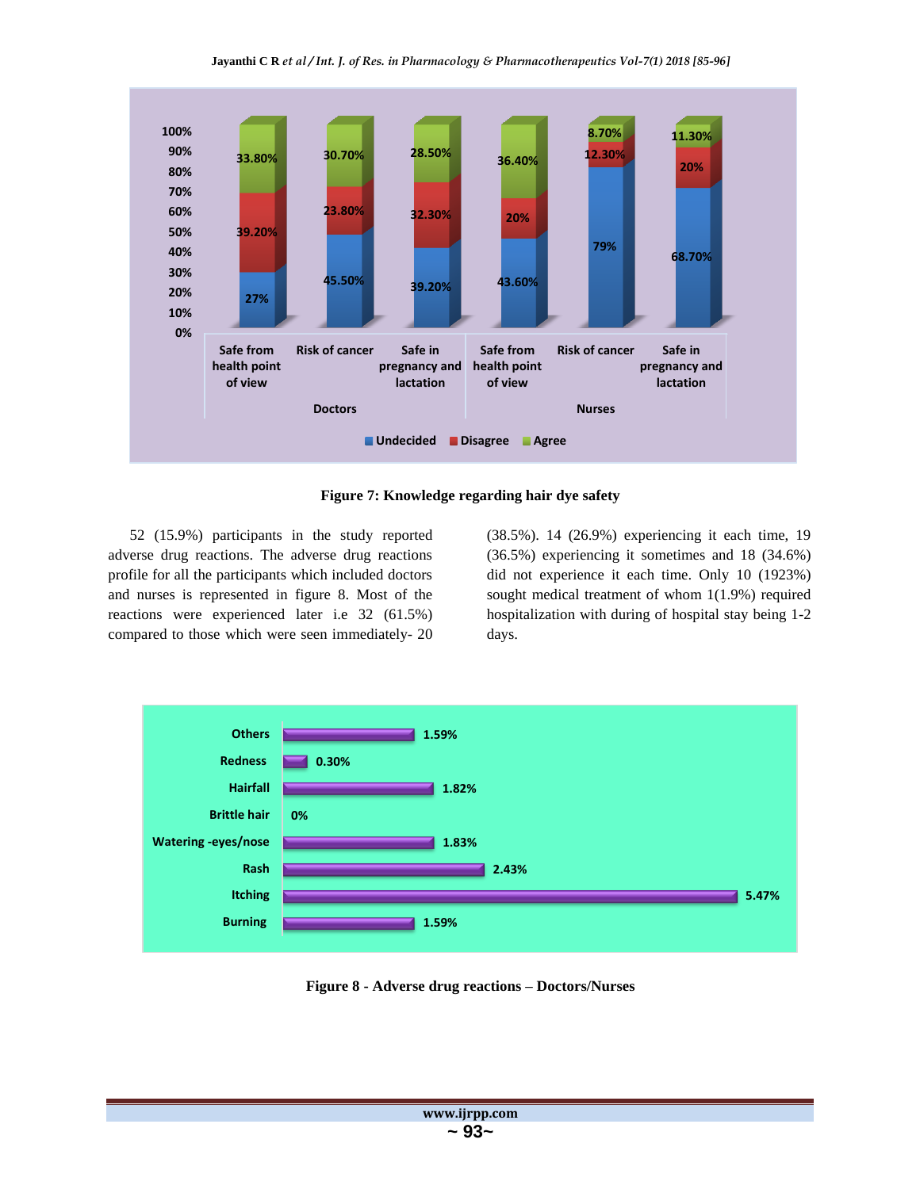Figure 7: Knowledge regarding hair dye safety

52 (15.9%) participants in the study reported adverse drug reactions. The adverse drug reactions profile for all the participants which included doctors and nurses is represented in figure 8. Most of the reactions were experienced later i.e 32 (61.5%) compared to those which were seen immediately- 20 (38.5%). 14 (26.9%) experiencing it each time, 19 (36.5%) experiencing it sometimes and 18 (34.6%) did not experience it each time. Only 10 (1923%) sought medical treatment of whom 1(1.9%) required hospitalization with during of hospital stay being 1-2 days.

Figure 8 - Adverse drug reactions – Doctors/Nurses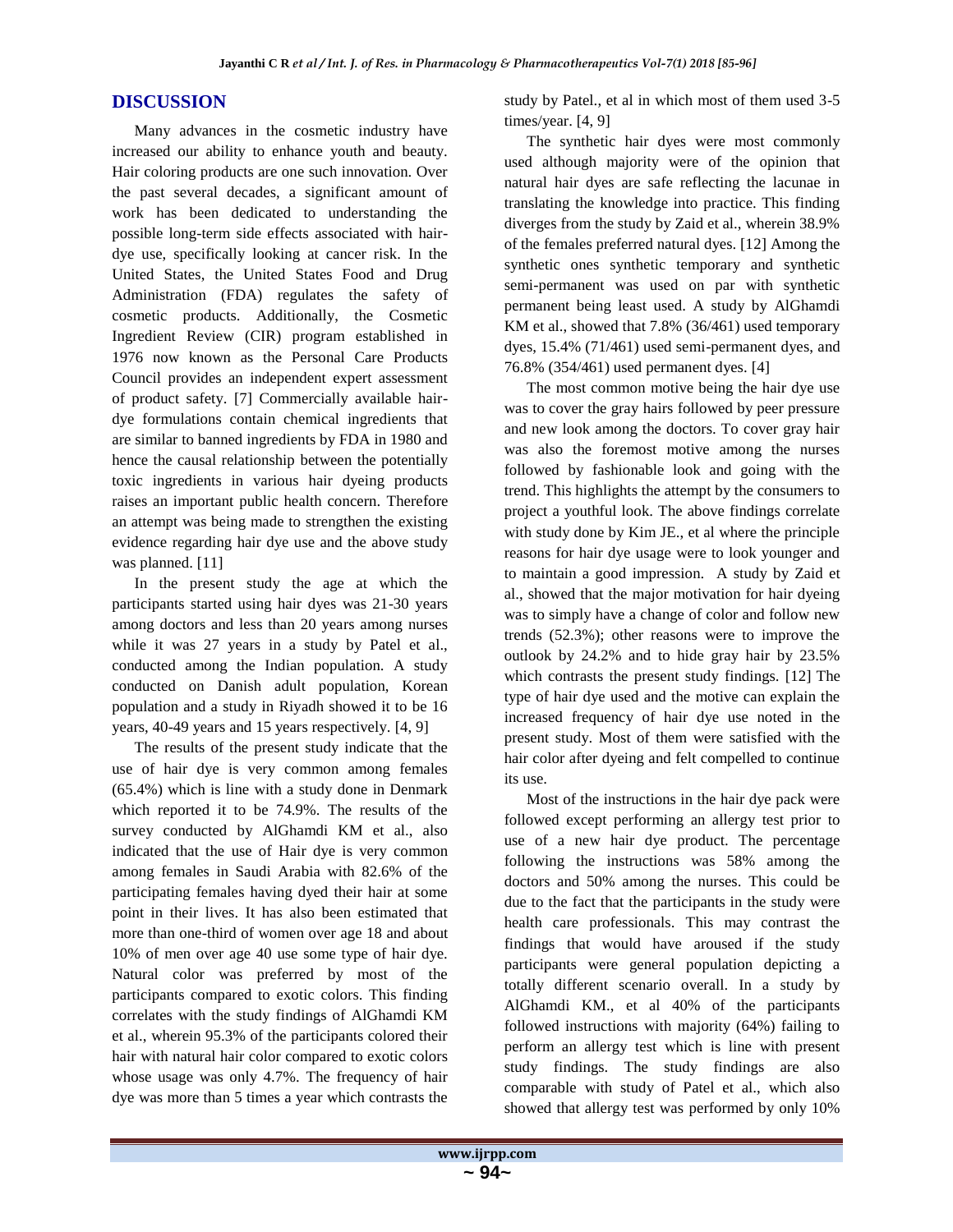## DISCUSSION

Many advances in the cosmetic industry have increased our ability to enhance youth and beauty. Hair coloring products are one such innovation. Over the past several decades, a significant amount of work has been dedicated to understanding the possible long-term side effects associated with hair-dye use, specifically looking at cancer risk. In the United States, the United States Food and Drug Administration (FDA) regulates the safety of cosmetic products. Additionally, the Cosmetic Ingredient Review (CIR) program established in 1976 now known as the Personal Care Products Council provides an independent expert assessment of product safety. [7] Commercially available hair-dye formulations contain chemical ingredients that are similar to banned ingredients by FDA in 1980 and hence the causal relationship between the potentially toxic ingredients in various hair dyeing products raises an important public health concern. Therefore an attempt was being made to strengthen the existing evidence regarding hair dye use and the above study was planned. [11]

In the present study the age at which the participants started using hair dyes was 21-30 years among doctors and less than 20 years among nurses while it was 27 years in a study by Patel et al., conducted among the Indian population. A study conducted on Danish adult population, Korean population and a study in Riyadh showed it to be 16 years, 40-49 years and 15 years respectively. [4, 9]

The results of the present study indicate that the use of hair dye is very common among females (65.4%) which is line with a study done in Denmark which reported it to be 74.9%. The results of the survey conducted by AlGhamdi KM et al., also indicated that the use of Hair dye is very common among females in Saudi Arabia with 82.6% of the participating females having dyed their hair at some point in their lives. It has also been estimated that more than one-third of women over age 18 and about 10% of men over age 40 use some type of hair dye. Natural color was preferred by most of the participants compared to exotic colors. This finding correlates with the study findings of AlGhamdi KM et al., wherein 95.3% of the participants colored their hair with natural hair color compared to exotic colors whose usage was only 4.7%. The frequency of hair dye was more than 5 times a year which contrasts the study by Patel., et al in which most of them used 3-5 times/year. [4, 9]

The synthetic hair dyes were most commonly used although majority were of the opinion that natural hair dyes are safe reflecting the lacunae in translating the knowledge into practice. This finding diverges from the study by Zaid et al., wherein 38.9% of the females preferred natural dyes. [12] Among the synthetic ones synthetic temporary and synthetic semi-permanent was used on par with synthetic permanent being least used. A study by AlGhamdi KM et al., showed that 7.8% (36/461) used temporary dyes, 15.4% (71/461) used semi-permanent dyes, and 76.8% (354/461) used permanent dyes. [4]

The most common motive being the hair dye use was to cover the gray hairs followed by peer pressure and new look among the doctors. To cover gray hair was also the foremost motive among the nurses followed by fashionable look and going with the trend. This highlights the attempt by the consumers to project a youthful look. The above findings correlate with study done by Kim JE., et al where the principle reasons for hair dye usage were to look younger and to maintain a good impression. A study by Zaid et al., showed that the major motivation for hair dyeing was to simply have a change of color and follow new trends (52.3%); other reasons were to improve the outlook by 24.2% and to hide gray hair by 23.5% which contrasts the present study findings. [12] The type of hair dye used and the motive can explain the increased frequency of hair dye use noted in the present study. Most of them were satisfied with the hair color after dyeing and felt compelled to continue its use.

Most of the instructions in the hair dye pack were followed except performing an allergy test prior to use of a new hair dye product. The percentage following the instructions was 58% among the doctors and 50% among the nurses. This could be due to the fact that the participants in the study were health care professionals. This may contrast the findings that would have aroused if the study participants were general population depicting a totally different scenario overall. In a study by AlGhamdi KM., et al 40% of the participants followed instructions with majority (64%) failing to perform an allergy test which is line with present study findings. The study findings are also comparable with study of Patel et al., which also showed that allergy test was performed by only 10%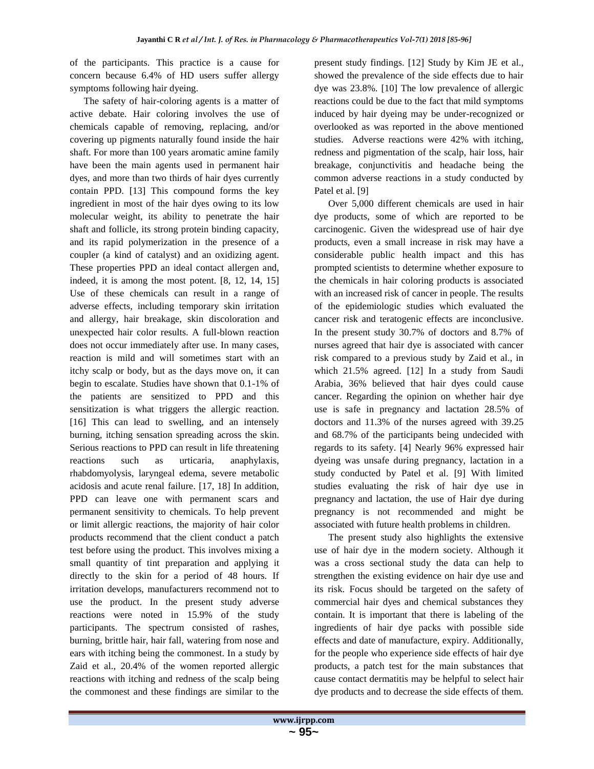of the participants. This practice is a cause for concern because 6.4% of HD users suffer allergy symptoms following hair dyeing.

The safety of hair-coloring agents is a matter of active debate. Hair coloring involves the use of chemicals capable of removing, replacing, and/or covering up pigments naturally found inside the hair shaft. For more than 100 years aromatic amine family have been the main agents used in permanent hair dyes, and more than two thirds of hair dyes currently contain PPD. [13] This compound forms the key ingredient in most of the hair dyes owing to its low molecular weight, its ability to penetrate the hair shaft and follicle, its strong protein binding capacity, and its rapid polymerization in the presence of a coupler (a kind of catalyst) and an oxidizing agent. These properties PPD an ideal contact allergen and, indeed, it is among the most potent. [8, 12, 14, 15] Use of these chemicals can result in a range of adverse effects, including temporary skin irritation and allergy, hair breakage, skin discoloration and unexpected hair color results. A full-blown reaction does not occur immediately after use. In many cases, reaction is mild and will sometimes start with an itchy scalp or body, but as the days move on, it can begin to escalate. Studies have shown that 0.1-1% of the patients are sensitized to PPD and this sensitization is what triggers the allergic reaction. [16] This can lead to swelling, and an intensely burning, itching sensation spreading across the skin. Serious reactions to PPD can result in life threatening reactions such as urticaria, anaphylaxis, rhabdomyolysis, laryngeal edema, severe metabolic acidosis and acute renal failure. [17, 18] In addition, PPD can leave one with permanent scars and permanent sensitivity to chemicals. To help prevent or limit allergic reactions, the majority of hair color products recommend that the client conduct a patch test before using the product. This involves mixing a small quantity of tint preparation and applying it directly to the skin for a period of 48 hours. If irritation develops, manufacturers recommend not to use the product. In the present study adverse reactions were noted in 15.9% of the study participants. The spectrum consisted of rashes, burning, brittle hair, hair fall, watering from nose and ears with itching being the commonest. In a study by Zaid et al., 20.4% of the women reported allergic reactions with itching and redness of the scalp being the commonest and these findings are similar to the present study findings. [12] Study by Kim JE et al., showed the prevalence of the side effects due to hair dye was 23.8%. [10] The low prevalence of allergic reactions could be due to the fact that mild symptoms induced by hair dyeing may be under-recognized or overlooked as was reported in the above mentioned studies. Adverse reactions were 42% with itching, redness and pigmentation of the scalp, hair loss, hair breakage, conjunctivitis and headache being the common adverse reactions in a study conducted by Patel et al. [9]

Over 5,000 different chemicals are used in hair dye products, some of which are reported to be carcinogenic. Given the widespread use of hair dye products, even a small increase in risk may have a considerable public health impact and this has prompted scientists to determine whether exposure to the chemicals in hair coloring products is associated with an increased risk of cancer in people. The results of the epidemiologic studies which evaluated the cancer risk and teratogenic effects are inconclusive. In the present study 30.7% of doctors and 8.7% of nurses agreed that hair dye is associated with cancer risk compared to a previous study by Zaid et al., in which 21.5% agreed. [12] In a study from Saudi Arabia, 36% believed that hair dyes could cause cancer. Regarding the opinion on whether hair dye use is safe in pregnancy and lactation 28.5% of doctors and 11.3% of the nurses agreed with 39.25 and 68.7% of the participants being undecided with regards to its safety. [4] Nearly 96% expressed hair dyeing was unsafe during pregnancy, lactation in a study conducted by Patel et al. [9] With limited studies evaluating the risk of hair dye use in pregnancy and lactation, the use of Hair dye during pregnancy is not recommended and might be associated with future health problems in children.

The present study also highlights the extensive use of hair dye in the modern society. Although it was a cross sectional study the data can help to strengthen the existing evidence on hair dye use and its risk. Focus should be targeted on the safety of commercial hair dyes and chemical substances they contain. It is important that there is labeling of the ingredients of hair dye packs with possible side effects and date of manufacture, expiry. Additionally, for the people who experience side effects of hair dye products, a patch test for the main substances that cause contact dermatitis may be helpful to select hair dye products and to decrease the side effects of them.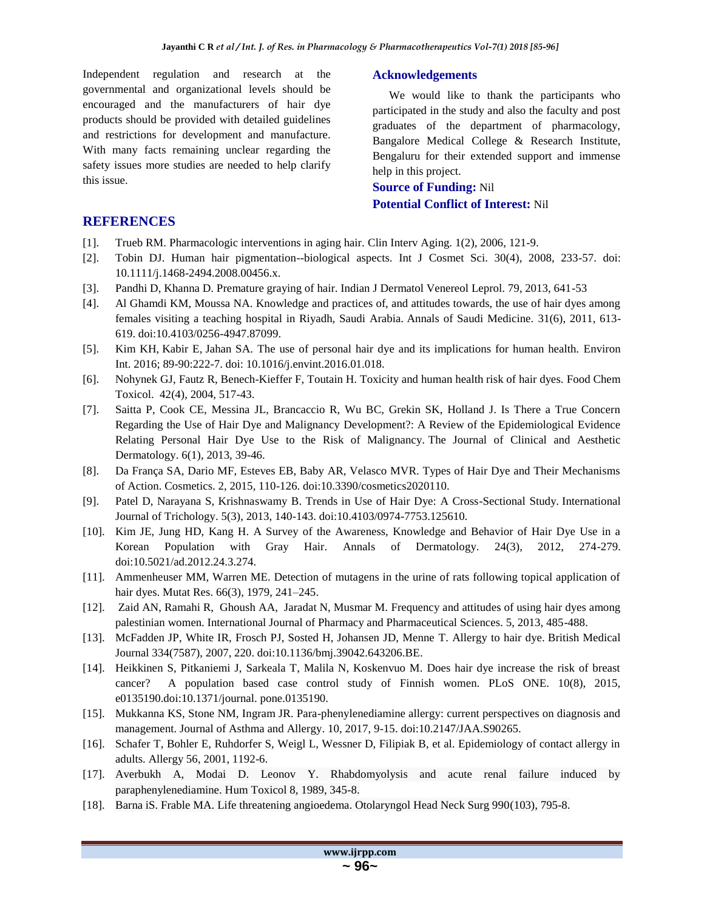Independent regulation and research at the governmental and organizational levels should be encouraged and the manufacturers of hair dye products should be provided with detailed guidelines and restrictions for development and manufacture. With many facts remaining unclear regarding the safety issues more studies are needed to help clarify this issue.

## Acknowledgements

We would like to thank the participants who participated in the study and also the faculty and post graduates of the department of pharmacology, Bangalore Medical College & Research Institute, Bengaluru for their extended support and immense help in this project.

**Source of Funding:** Nil

**Potential Conflict of Interest:** Nil

## REFERENCES

[1]. Trueb RM. Pharmacologic interventions in aging hair. Clin Interv Aging. 1(2), 2006, 121-9.

[2]. Tobin DJ. Human hair pigmentation--biological aspects. Int J Cosmet Sci. 30(4), 2008, 233-57. doi: 10.1111/j.1468-2494.2008.00456.x.

[3]. Pandhi D, Khanna D. Premature graying of hair. Indian J Dermatol Venereol Leprol. 79, 2013, 641-53

[4]. Al Ghamdi KM, Moussa NA. Knowledge and practices of, and attitudes towards, the use of hair dyes among females visiting a teaching hospital in Riyadh, Saudi Arabia. Annals of Saudi Medicine. 31(6), 2011, 613-619. doi:10.4103/0256-4947.87099.

[5]. Kim KH, Kabir E, Jahan SA. The use of personal hair dye and its implications for human health. Environ Int. 2016; 89-90:222-7. doi: 10.1016/j.envint.2016.01.018.

[6]. Nohynek GJ, Fautz R, Benech-Kieffer F, Toutain H. Toxicity and human health risk of hair dyes. Food Chem Toxicol. 42(4), 2004, 517-43.

[7]. Saitta P, Cook CE, Messina JL, Brancaccio R, Wu BC, Grekin SK, Holland J. Is There a True Concern Regarding the Use of Hair Dye and Malignancy Development?: A Review of the Epidemiological Evidence Relating Personal Hair Dye Use to the Risk of Malignancy. The Journal of Clinical and Aesthetic Dermatology. 6(1), 2013, 39-46.

[8]. Da França SA, Dario MF, Esteves EB, Baby AR, Velasco MVR. Types of Hair Dye and Their Mechanisms of Action. Cosmetics. 2, 2015, 110-126. doi:10.3390/cosmetics2020110.

[9]. Patel D, Narayana S, Krishnaswamy B. Trends in Use of Hair Dye: A Cross-Sectional Study. International Journal of Trichology. 5(3), 2013, 140-143. doi:10.4103/0974-7753.125610.

[10]. Kim JE, Jung HD, Kang H. A Survey of the Awareness, Knowledge and Behavior of Hair Dye Use in a Korean Population with Gray Hair. Annals of Dermatology. 24(3), 2012, 274-279. doi:10.5021/ad.2012.24.3.274.

[11]. Ammenheuser MM, Warren ME. Detection of mutagens in the urine of rats following topical application of hair dyes. Mutat Res. 66(3), 1979, 241–245.

[12]. Zaid AN, Ramahi R, Ghoush AA, Jaradat N, Musmar M. Frequency and attitudes of using hair dyes among palestinian women. International Journal of Pharmacy and Pharmaceutical Sciences. 5, 2013, 485-488.

[13]. McFadden JP, White IR, Frosch PJ, Sosted H, Johansen JD, Menne T. Allergy to hair dye. British Medical Journal 334(7587), 2007, 220. doi:10.1136/bmj.39042.643206.BE.

[14]. Heikkinen S, Pitkaniemi J, Sarkeala T, Malila N, Koskenvuo M. Does hair dye increase the risk of breast cancer? A population based case control study of Finnish women. PLoS ONE. 10(8), 2015, e0135190.doi:10.1371/journal. pone.0135190.

[15]. Mukkanna KS, Stone NM, Ingram JR. Para-phenylenediamine allergy: current perspectives on diagnosis and management. Journal of Asthma and Allergy. 10, 2017, 9-15. doi:10.2147/JAA.S90265.

[16]. Schafer T, Bohler E, Ruhdorfer S, Weigl L, Wessner D, Filipiak B, et al. Epidemiology of contact allergy in adults. Allergy 56, 2001, 1192-6.

[17]. Averbukh A, Modai D. Leonov Y. Rhabdomyolysis and acute renal failure induced by paraphenylenediamine. Hum Toxicol 8, 1989, 345-8.

[18]. Barna iS. Frable MA. Life threatening angioedema. Otolaryngol Head Neck Surg 990(103), 795-8.